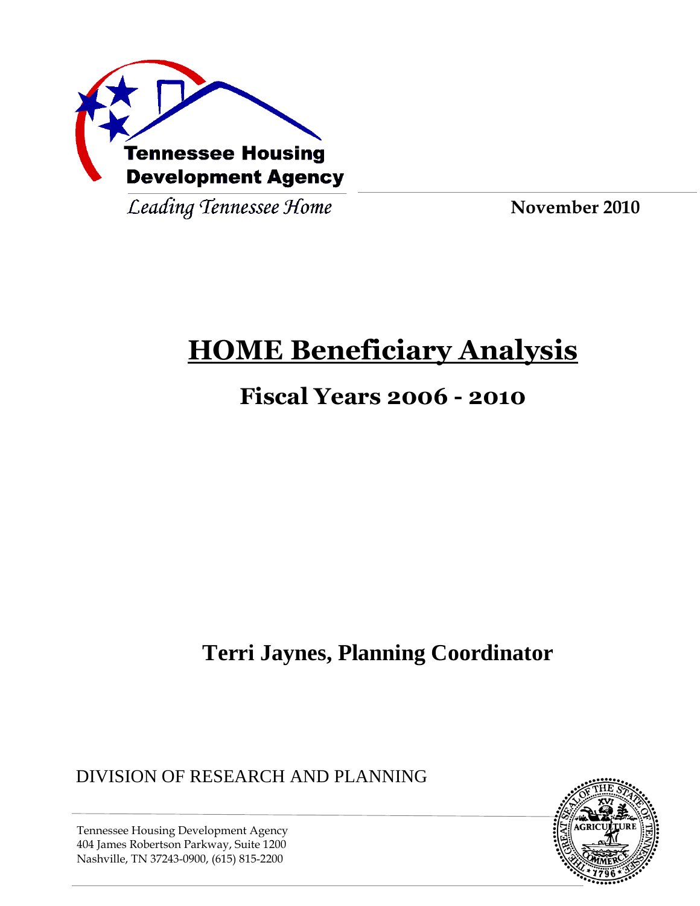Tennessee Housing Development Agency

*Leading Tennessee Home*

**November 2010**

# HOME Beneficiary Analysis

## Fiscal Years 2006 - 2010

**Terri Jaynes, Planning Coordinator**

DIVISION OF RESEARCH AND PLANNING

Tennessee Housing Development Agency
404 James Robertson Parkway, Suite 1200
Nashville, TN 37243-0900, (615) 815-2200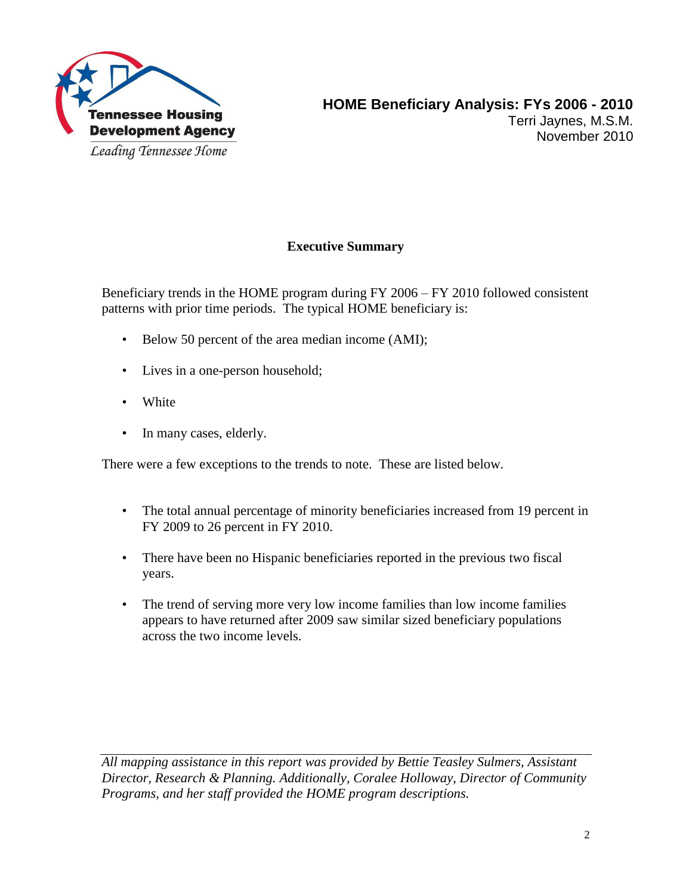Tennessee Housing Development Agency

*Leading Tennessee Home*

**HOME Beneficiary Analysis: FYs 2006 - 2010**

Terri Jaynes, M.S.M.

November 2010

## Executive Summary

Beneficiary trends in the HOME program during FY 2006 – FY 2010 followed consistent patterns with prior time periods. The typical HOME beneficiary is:

- Below 50 percent of the area median income (AMI);
- Lives in a one-person household;
- White
- In many cases, elderly.

There were a few exceptions to the trends to note. These are listed below.

- The total annual percentage of minority beneficiaries increased from 19 percent in FY 2009 to 26 percent in FY 2010.
- There have been no Hispanic beneficiaries reported in the previous two fiscal years.
- The trend of serving more very low income families than low income families appears to have returned after 2009 saw similar sized beneficiary populations across the two income levels.

---

*All mapping assistance in this report was provided by Bettie Teasley Sulmers, Assistant Director, Research & Planning. Additionally, Coralee Holloway, Director of Community Programs, and her staff provided the HOME program descriptions.*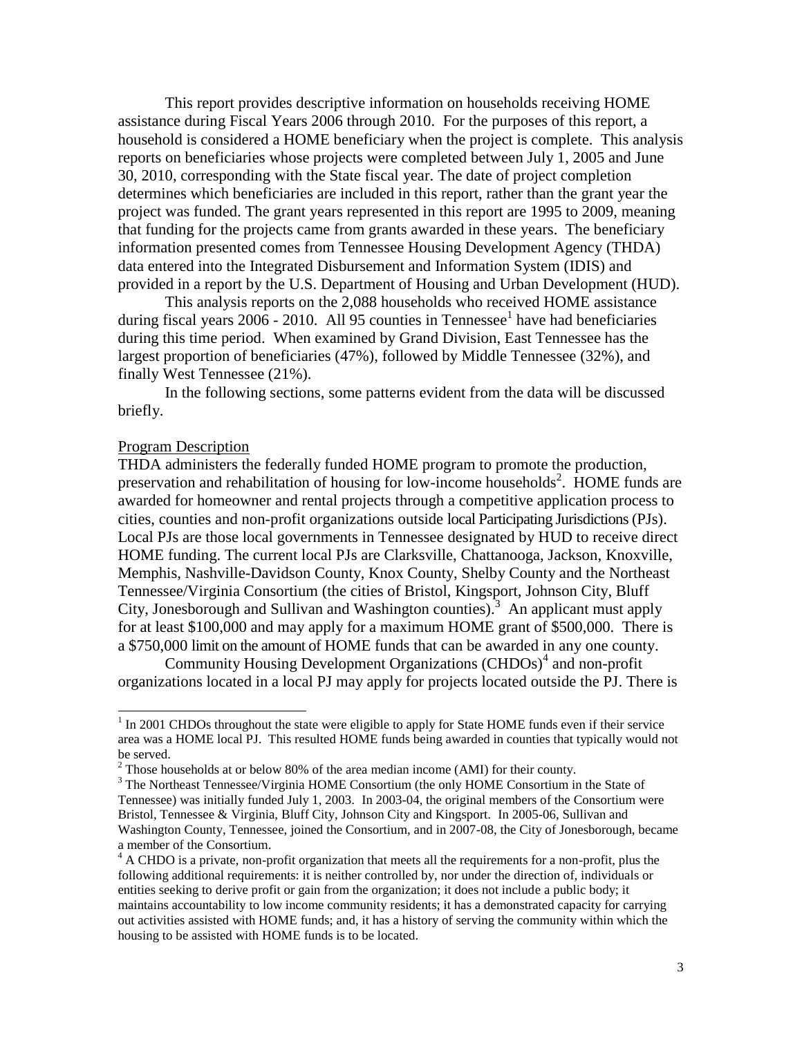This report provides descriptive information on households receiving HOME assistance during Fiscal Years 2006 through 2010. For the purposes of this report, a household is considered a HOME beneficiary when the project is complete. This analysis reports on beneficiaries whose projects were completed between July 1, 2005 and June 30, 2010, corresponding with the State fiscal year. The date of project completion determines which beneficiaries are included in this report, rather than the grant year the project was funded. The grant years represented in this report are 1995 to 2009, meaning that funding for the projects came from grants awarded in these years. The beneficiary information presented comes from Tennessee Housing Development Agency (THDA) data entered into the Integrated Disbursement and Information System (IDIS) and provided in a report by the U.S. Department of Housing and Urban Development (HUD).

This analysis reports on the 2,088 households who received HOME assistance during fiscal years 2006 - 2010. All 95 counties in Tennessee[1] have had beneficiaries during this time period. When examined by Grand Division, East Tennessee has the largest proportion of beneficiaries (47%), followed by Middle Tennessee (32%), and finally West Tennessee (21%).

In the following sections, some patterns evident from the data will be discussed briefly.

## Program Description

THDA administers the federally funded HOME program to promote the production, preservation and rehabilitation of housing for low-income households[2]. HOME funds are awarded for homeowner and rental projects through a competitive application process to cities, counties and non-profit organizations outside local Participating Jurisdictions (PJs). Local PJs are those local governments in Tennessee designated by HUD to receive direct HOME funding. The current local PJs are Clarksville, Chattanooga, Jackson, Knoxville, Memphis, Nashville-Davidson County, Knox County, Shelby County and the Northeast Tennessee/Virginia Consortium (the cities of Bristol, Kingsport, Johnson City, Bluff City, Jonesborough and Sullivan and Washington counties).[3] An applicant must apply for at least $100,000 and may apply for a maximum HOME grant of $500,000. There is a $750,000 limit on the amount of HOME funds that can be awarded in any one county.

Community Housing Development Organizations (CHDOs)[4] and non-profit organizations located in a local PJ may apply for projects located outside the PJ. There is

---

[1] In 2001 CHDOs throughout the state were eligible to apply for State HOME funds even if their service area was a HOME local PJ. This resulted HOME funds being awarded in counties that typically would not be served.

[2] Those households at or below 80% of the area median income (AMI) for their county.

[3] The Northeast Tennessee/Virginia HOME Consortium (the only HOME Consortium in the State of Tennessee) was initially funded July 1, 2003. In 2003-04, the original members of the Consortium were Bristol, Tennessee & Virginia, Bluff City, Johnson City and Kingsport. In 2005-06, Sullivan and Washington County, Tennessee, joined the Consortium, and in 2007-08, the City of Jonesborough, became a member of the Consortium.

[4] A CHDO is a private, non-profit organization that meets all the requirements for a non-profit, plus the following additional requirements: it is neither controlled by, nor under the direction of, individuals or entities seeking to derive profit or gain from the organization; it does not include a public body; it maintains accountability to low income community residents; it has a demonstrated capacity for carrying out activities assisted with HOME funds; and, it has a history of serving the community within which the housing to be assisted with HOME funds is to be located.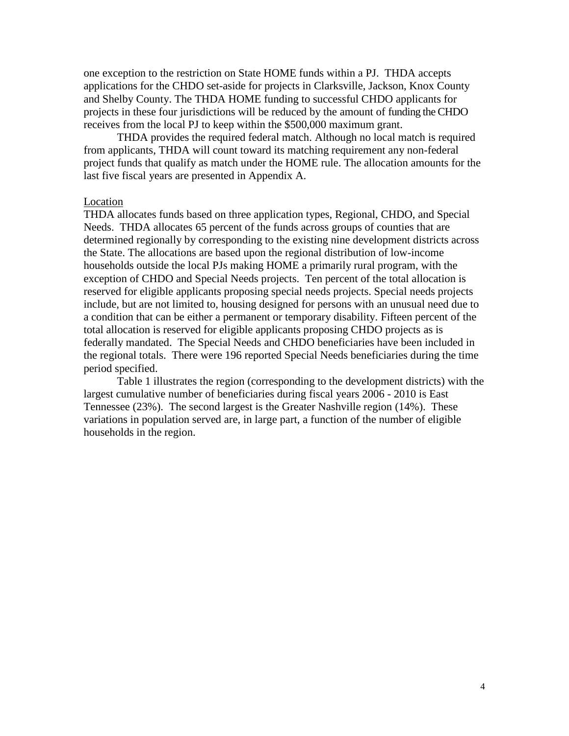one exception to the restriction on State HOME funds within a PJ. THDA accepts applications for the CHDO set-aside for projects in Clarksville, Jackson, Knox County and Shelby County. The THDA HOME funding to successful CHDO applicants for projects in these four jurisdictions will be reduced by the amount of funding the CHDO receives from the local PJ to keep within the $500,000 maximum grant.

THDA provides the required federal match. Although no local match is required from applicants, THDA will count toward its matching requirement any non-federal project funds that qualify as match under the HOME rule. The allocation amounts for the last five fiscal years are presented in Appendix A.

Location

THDA allocates funds based on three application types, Regional, CHDO, and Special Needs. THDA allocates 65 percent of the funds across groups of counties that are determined regionally by corresponding to the existing nine development districts across the State. The allocations are based upon the regional distribution of low-income households outside the local PJs making HOME a primarily rural program, with the exception of CHDO and Special Needs projects. Ten percent of the total allocation is reserved for eligible applicants proposing special needs projects. Special needs projects include, but are not limited to, housing designed for persons with an unusual need due to a condition that can be either a permanent or temporary disability. Fifteen percent of the total allocation is reserved for eligible applicants proposing CHDO projects as is federally mandated. The Special Needs and CHDO beneficiaries have been included in the regional totals. There were 196 reported Special Needs beneficiaries during the time period specified.

Table 1 illustrates the region (corresponding to the development districts) with the largest cumulative number of beneficiaries during fiscal years 2006 - 2010 is East Tennessee (23%). The second largest is the Greater Nashville region (14%). These variations in population served are, in large part, a function of the number of eligible households in the region.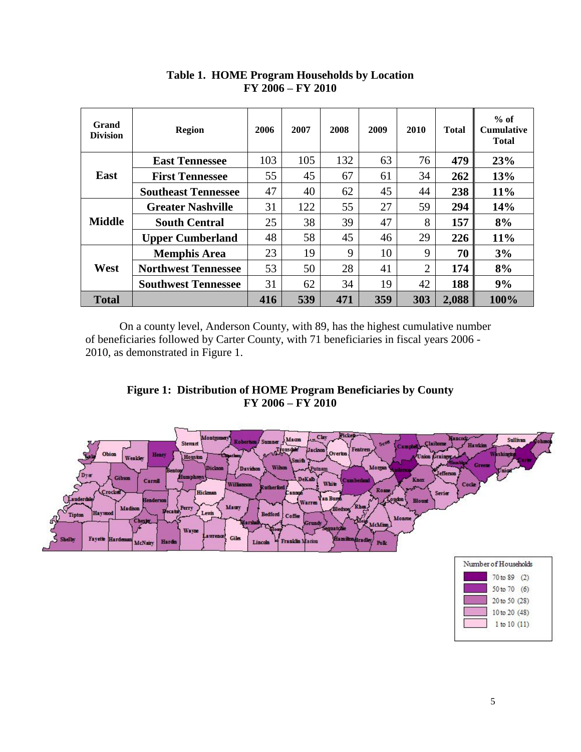**Table 1. HOME Program Households by Location**
**FY 2006 – FY 2010**

| Grand Division | Region | 2006 | 2007 | 2008 | 2009 | 2010 | Total | % of Cumulative Total |
|---|---|---|---|---|---|---|---|---|
| East | **East Tennessee** | 103 | 105 | 132 | 63 | 76 | **479** | **23%** |
| | **First Tennessee** | 55 | 45 | 67 | 61 | 34 | **262** | **13%** |
| | **Southeast Tennessee** | 47 | 40 | 62 | 45 | 44 | **238** | **11%** |
| Middle | **Greater Nashville** | 31 | 122 | 55 | 27 | 59 | **294** | **14%** |
| | **South Central** | 25 | 38 | 39 | 47 | 8 | **157** | **8%** |
| | **Upper Cumberland** | 48 | 58 | 45 | 46 | 29 | **226** | **11%** |
| West | **Memphis Area** | 23 | 19 | 9 | 10 | 9 | **70** | **3%** |
| | **Northwest Tennessee** | 53 | 50 | 28 | 41 | 2 | **174** | **8%** |
| | **Southwest Tennessee** | 31 | 62 | 34 | 19 | 42 | **188** | **9%** |
| **Total** | | **416** | **539** | **471** | **359** | **303** | **2,088** | **100%** |

On a county level, Anderson County, with 89, has the highest cumulative number of beneficiaries followed by Carter County, with 71 beneficiaries in fiscal years 2006 - 2010, as demonstrated in Figure 1.

**Figure 1: Distribution of HOME Program Beneficiaries by County**
**FY 2006 – FY 2010**

Number of Households
- 70 to 89 (2)
- 50 to 70 (6)
- 20 to 50 (28)
- 10 to 20 (48)
- 1 to 10 (11)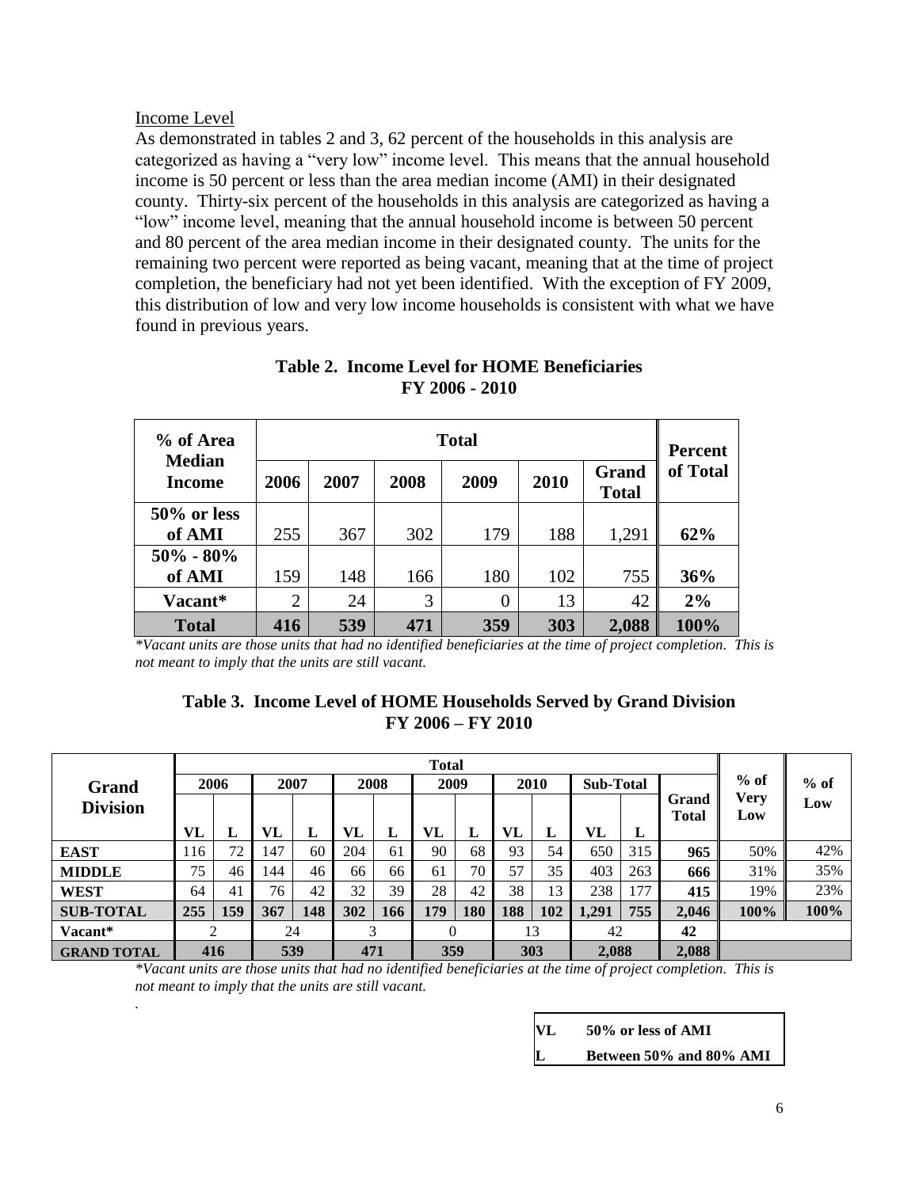Income Level

As demonstrated in tables 2 and 3, 62 percent of the households in this analysis are categorized as having a "very low" income level. This means that the annual household income is 50 percent or less than the area median income (AMI) in their designated county. Thirty-six percent of the households in this analysis are categorized as having a "low" income level, meaning that the annual household income is between 50 percent and 80 percent of the area median income in their designated county. The units for the remaining two percent were reported as being vacant, meaning that at the time of project completion, the beneficiary had not yet been identified. With the exception of FY 2009, this distribution of low and very low income households is consistent with what we have found in previous years.

**Table 2. Income Level for HOME Beneficiaries FY 2006 - 2010**

| % of Area Median Income | Total | | | | | | Percent of Total |
|---|---|---|---|---|---|---|---|
| | 2006 | 2007 | 2008 | 2009 | 2010 | Grand Total | |
| **50% or less of AMI** | 255 | 367 | 302 | 179 | 188 | 1,291 | **62%** |
| **50% - 80% of AMI** | 159 | 148 | 166 | 180 | 102 | 755 | **36%** |
| **Vacant*** | 2 | 24 | 3 | 0 | 13 | 42 | **2%** |
| **Total** | **416** | **539** | **471** | **359** | **303** | **2,088** | **100%** |

*\*Vacant units are those units that had no identified beneficiaries at the time of project completion. This is not meant to imply that the units are still vacant.*

**Table 3. Income Level of HOME Households Served by Grand Division FY 2006 – FY 2010**

| Grand Division | Total | | | | | | | | | | | | | % of Very Low | % of Low |
|---|---|---|---|---|---|---|---|---|---|---|---|---|---|---|---|
| | 2006 | | 2007 | | 2008 | | 2009 | | 2010 | | Sub-Total | | Grand Total | | |
| | VL | L | VL | L | VL | L | VL | L | VL | L | VL | L | | | |
| **EAST** | 116 | 72 | 147 | 60 | 204 | 61 | 90 | 68 | 93 | 54 | 650 | 315 | **965** | 50% | 42% |
| **MIDDLE** | 75 | 46 | 144 | 46 | 66 | 66 | 61 | 70 | 57 | 35 | 403 | 263 | **666** | 31% | 35% |
| **WEST** | 64 | 41 | 76 | 42 | 32 | 39 | 28 | 42 | 38 | 13 | 238 | 177 | **415** | 19% | 23% |
| **SUB-TOTAL** | **255** | **159** | **367** | **148** | **302** | **166** | **179** | **180** | **188** | **102** | **1,291** | **755** | **2,046** | **100%** | **100%** |
| **Vacant*** | 2 | | 24 | | 3 | | 0 | | 13 | | 42 | | **42** | | |
| **GRAND TOTAL** | **416** | | **539** | | **471** | | **359** | | **303** | | **2,088** | | **2,088** | | |

*\*Vacant units are those units that had no identified beneficiaries at the time of project completion. This is not meant to imply that the units are still vacant.*

| | |
|---|---|
| **VL** | **50% or less of AMI** |
| **L** | **Between 50% and 80% AMI** |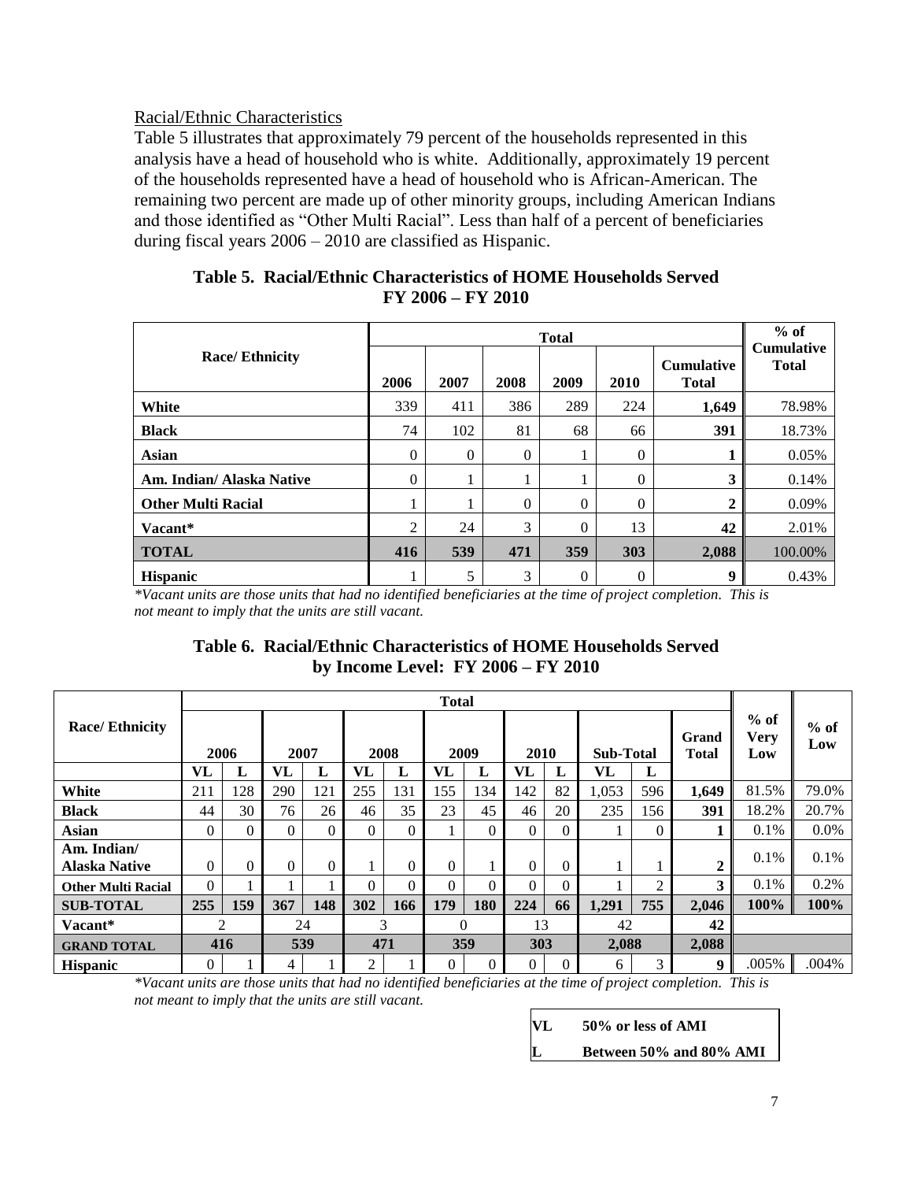Racial/Ethnic Characteristics

Table 5 illustrates that approximately 79 percent of the households represented in this analysis have a head of household who is white. Additionally, approximately 19 percent of the households represented have a head of household who is African-American. The remaining two percent are made up of other minority groups, including American Indians and those identified as "Other Multi Racial". Less than half of a percent of beneficiaries during fiscal years 2006 – 2010 are classified as Hispanic.

**Table 5. Racial/Ethnic Characteristics of HOME Households Served FY 2006 – FY 2010**

| Race/ Ethnicity | Total | | | | | | % of Cumulative Total |
|---|---|---|---|---|---|---|---|
| | 2006 | 2007 | 2008 | 2009 | 2010 | Cumulative Total | |
| **White** | 339 | 411 | 386 | 289 | 224 | **1,649** | 78.98% |
| **Black** | 74 | 102 | 81 | 68 | 66 | **391** | 18.73% |
| **Asian** | 0 | 0 | 0 | 1 | 0 | **1** | 0.05% |
| **Am. Indian/ Alaska Native** | 0 | 1 | 1 | 1 | 0 | **3** | 0.14% |
| **Other Multi Racial** | 1 | 1 | 0 | 0 | 0 | **2** | 0.09% |
| **Vacant*** | 2 | 24 | 3 | 0 | 13 | **42** | 2.01% |
| **TOTAL** | **416** | **539** | **471** | **359** | **303** | **2,088** | 100.00% |
| **Hispanic** | 1 | 5 | 3 | 0 | 0 | **9** | 0.43% |

*\*Vacant units are those units that had no identified beneficiaries at the time of project completion. This is not meant to imply that the units are still vacant.*

**Table 6. Racial/Ethnic Characteristics of HOME Households Served by Income Level: FY 2006 – FY 2010**

| Race/ Ethnicity | Total | | | | | | | | | | | | Grand Total | % of Very Low | % of Low |
|---|---|---|---|---|---|---|---|---|---|---|---|---|---|---|---|
| | 2006 | | 2007 | | 2008 | | 2009 | | 2010 | | Sub-Total | | | | |
| | VL | L | VL | L | VL | L | VL | L | VL | L | VL | L | | | |
| **White** | 211 | 128 | 290 | 121 | 255 | 131 | 155 | 134 | 142 | 82 | 1,053 | 596 | **1,649** | 81.5% | 79.0% |
| **Black** | 44 | 30 | 76 | 26 | 46 | 35 | 23 | 45 | 46 | 20 | 235 | 156 | **391** | 18.2% | 20.7% |
| **Asian** | 0 | 0 | 0 | 0 | 0 | 0 | 1 | 0 | 0 | 0 | 1 | 0 | **1** | 0.1% | 0.0% |
| **Am. Indian/ Alaska Native** | 0 | 0 | 0 | 0 | 1 | 0 | 0 | 1 | 0 | 0 | 1 | 1 | **2** | 0.1% | 0.1% |
| **Other Multi Racial** | 0 | 1 | 1 | 1 | 0 | 0 | 0 | 0 | 0 | 0 | 1 | 2 | **3** | 0.1% | 0.2% |
| **SUB-TOTAL** | **255** | **159** | **367** | **148** | **302** | **166** | **179** | **180** | **224** | **66** | **1,291** | **755** | **2,046** | **100%** | **100%** |
| **Vacant*** | 2 | | 24 | | 3 | | 0 | | 13 | | 42 | | **42** | | |
| **GRAND TOTAL** | **416** | | **539** | | **471** | | **359** | | **303** | | **2,088** | | **2,088** | | |
| **Hispanic** | 0 | 1 | 4 | 1 | 2 | 1 | 0 | 0 | 0 | 0 | 6 | 3 | **9** | .005% | .004% |

*\*Vacant units are those units that had no identified beneficiaries at the time of project completion. This is not meant to imply that the units are still vacant.*

| | |
|---|---|
| **VL** | **50% or less of AMI** |
| **L** | **Between 50% and 80% AMI** |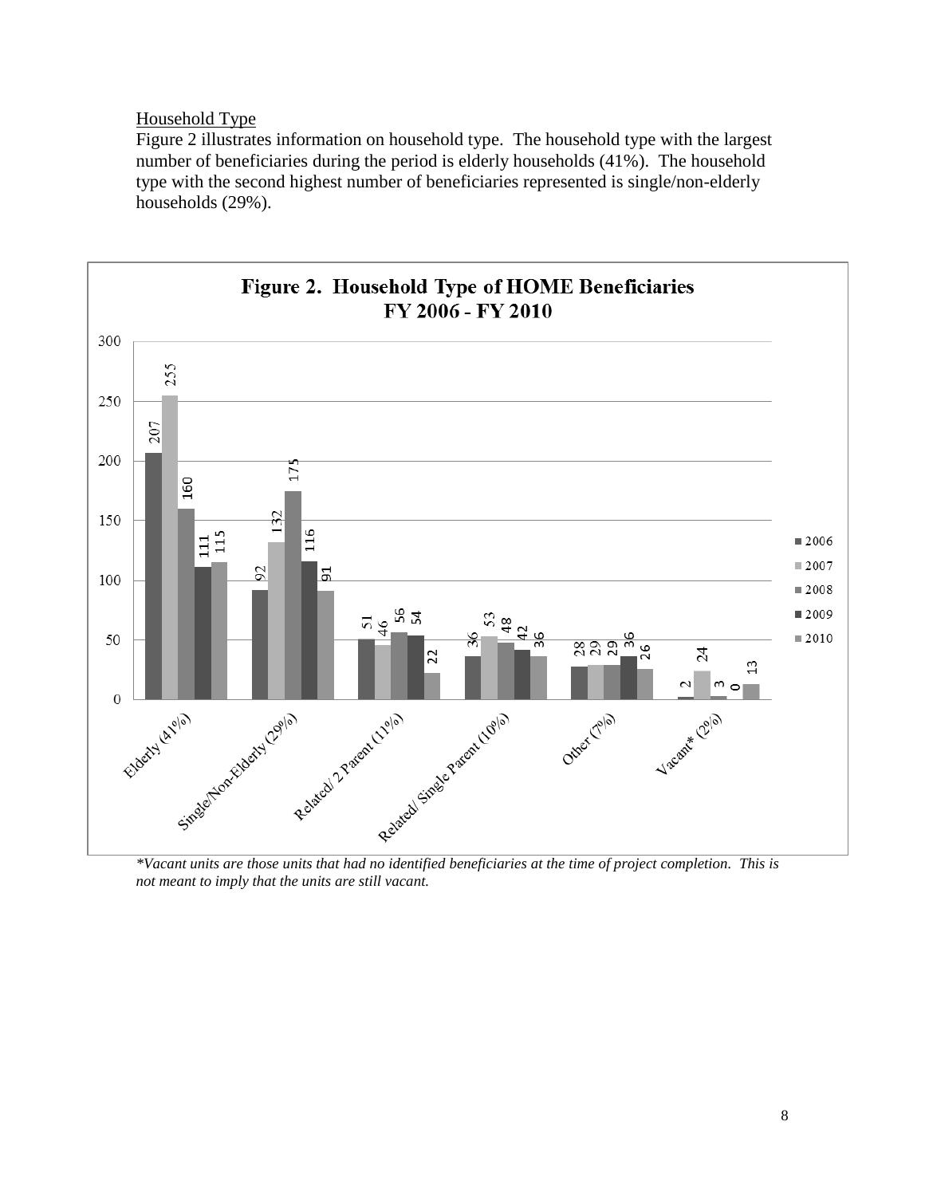## Household Type

Figure 2 illustrates information on household type. The household type with the largest number of beneficiaries during the period is elderly households (41%). The household type with the second highest number of beneficiaries represented is single/non-elderly households (29%).

**Figure 2. Household Type of HOME Beneficiaries FY 2006 - FY 2010**

| Household Type | 2006 | 2007 | 2008 | 2009 | 2010 |
|---|---|---|---|---|---|
| Elderly (41%) | 207 | 255 | 160 | 111 | 115 |
| Single/Non-Elderly (29%) | 92 | 132 | 175 | 116 | 91 |
| Related/ 2 Parent (11%) | 51 | 46 | 56 | 54 | 22 |
| Related/ Single Parent (10%) | 36 | 53 | 48 | 42 | 36 |
| Other (7%) | 28 | 29 | 29 | 36 | 26 |
| Vacant* (2%) | 2 | 24 | 3 | 0 | 13 |

*\*Vacant units are those units that had no identified beneficiaries at the time of project completion. This is not meant to imply that the units are still vacant.*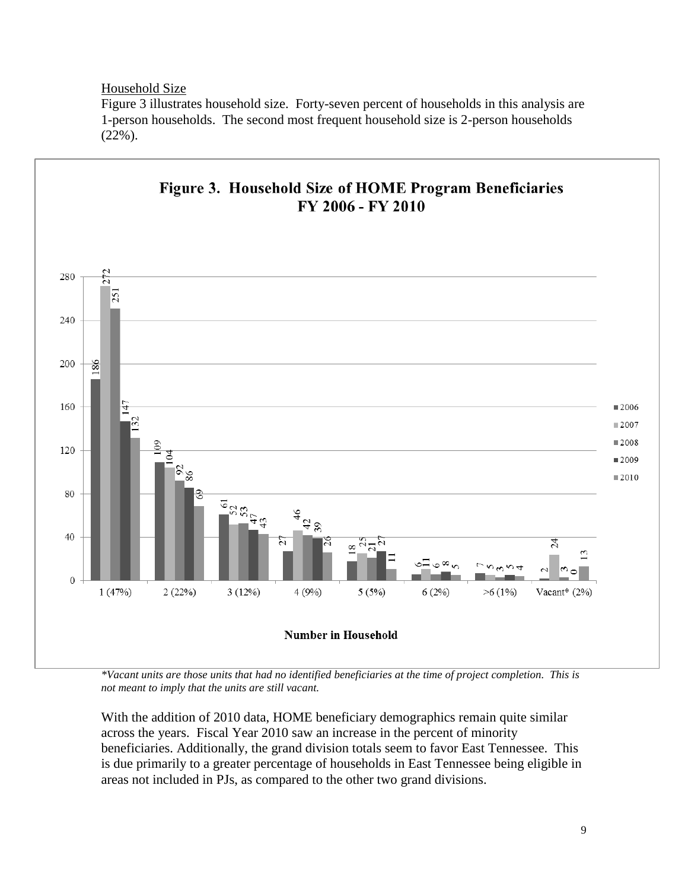Household Size

Figure 3 illustrates household size. Forty-seven percent of households in this analysis are 1-person households. The second most frequent household size is 2-person households (22%).

**Figure 3. Household Size of HOME Program Beneficiaries FY 2006 - FY 2010**

| Number in Household | 2006 | 2007 | 2008 | 2009 | 2010 |
|---|---|---|---|---|---|
| 1 (47%) | 186 | 272 | 251 | 147 | 132 |
| 2 (22%) | 109 | 104 | 92 | 86 | 69 |
| 3 (12%) | 61 | 52 | 53 | 47 | 43 |
| 4 (9%) | 27 | 46 | 42 | 39 | 26 |
| 5 (5%) | 18 | 25 | 21 | 27 | 11 |
| 6 (2%) | 6 | 11 | 6 | 8 | 5 |
| >6 (1%) | 7 | 5 | 3 | 5 | 4 |
| Vacant* (2%) | 2 | 24 | 3 | 0 | 13 |

*Vacant units are those units that had no identified beneficiaries at the time of project completion. This is not meant to imply that the units are still vacant.*

With the addition of 2010 data, HOME beneficiary demographics remain quite similar across the years. Fiscal Year 2010 saw an increase in the percent of minority beneficiaries. Additionally, the grand division totals seem to favor East Tennessee. This is due primarily to a greater percentage of households in East Tennessee being eligible in areas not included in PJs, as compared to the other two grand divisions.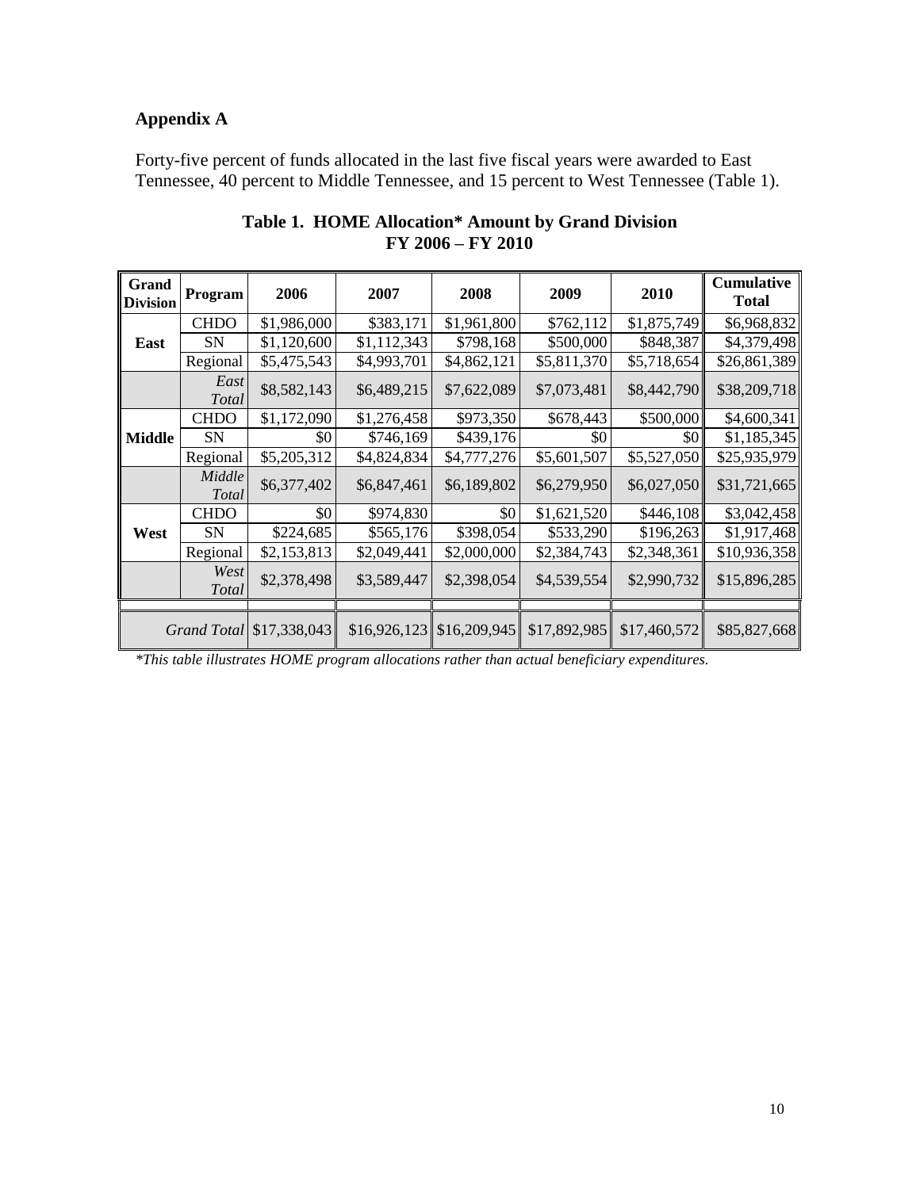## Appendix A

Forty-five percent of funds allocated in the last five fiscal years were awarded to East Tennessee, 40 percent to Middle Tennessee, and 15 percent to West Tennessee (Table 1).

**Table 1. HOME Allocation* Amount by Grand Division FY 2006 – FY 2010**

| Grand Division | Program | 2006 | 2007 | 2008 | 2009 | 2010 | Cumulative Total |
|---|---|---|---|---|---|---|---|
| East | CHDO | $1,986,000 | $383,171 | $1,961,800 | $762,112 | $1,875,749 | $6,968,832 |
| | SN | $1,120,600 | $1,112,343 | $798,168 | $500,000 | $848,387 | $4,379,498 |
| | Regional | $5,475,543 | $4,993,701 | $4,862,121 | $5,811,370 | $5,718,654 | $26,861,389 |
| | *East Total* | $8,582,143 | $6,489,215 | $7,622,089 | $7,073,481 | $8,442,790 | $38,209,718 |
| Middle | CHDO | $1,172,090 | $1,276,458 | $973,350 | $678,443 | $500,000 | $4,600,341 |
| | SN | $0 | $746,169 | $439,176 | $0 | $0 | $1,185,345 |
| | Regional | $5,205,312 | $4,824,834 | $4,777,276 | $5,601,507 | $5,527,050 | $25,935,979 |
| | *Middle Total* | $6,377,402 | $6,847,461 | $6,189,802 | $6,279,950 | $6,027,050 | $31,721,665 |
| West | CHDO | $0 | $974,830 | $0 | $1,621,520 | $446,108 | $3,042,458 |
| | SN | $224,685 | $565,176 | $398,054 | $533,290 | $196,263 | $1,917,468 |
| | Regional | $2,153,813 | $2,049,441 | $2,000,000 | $2,384,743 | $2,348,361 | $10,936,358 |
| | *West Total* | $2,378,498 | $3,589,447 | $2,398,054 | $4,539,554 | $2,990,732 | $15,896,285 |
| *Grand Total* | | $17,338,043 | $16,926,123 | $16,209,945 | $17,892,985 | $17,460,572 | $85,827,668 |

*\*This table illustrates HOME program allocations rather than actual beneficiary expenditures.*